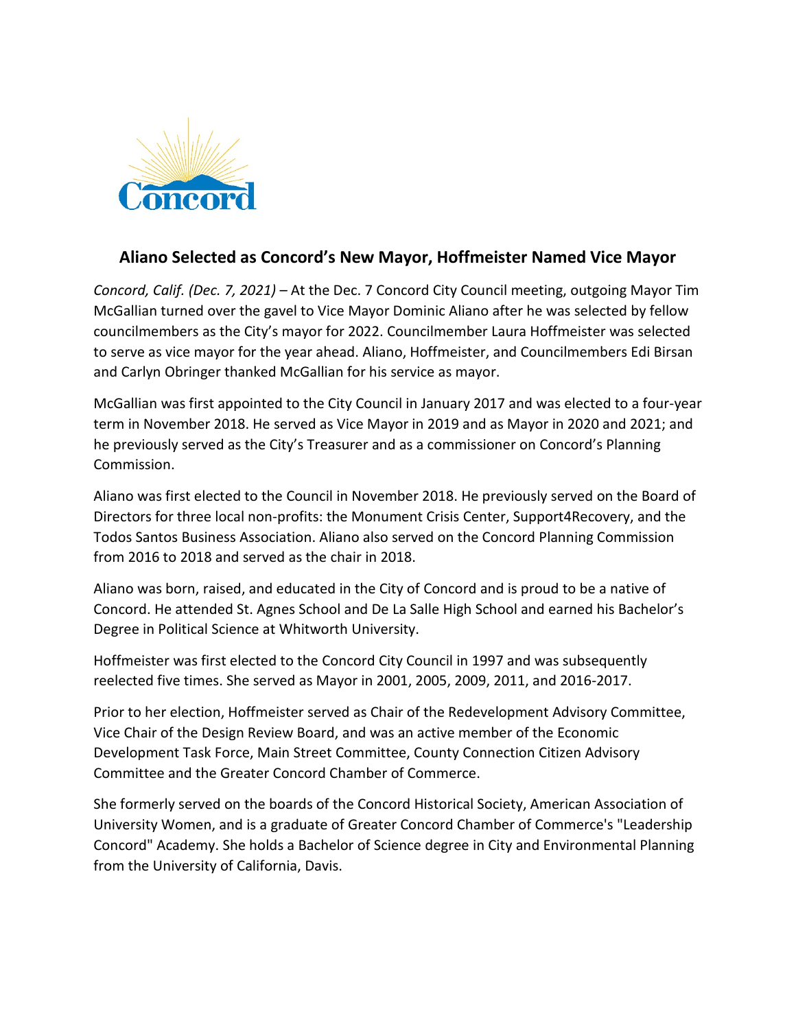## Aliano Selected as Concord's New Mayor, Hoffmeister Named Vice Mayor

*Concord, Calif. (Dec. 7, 2021)* – At the Dec. 7 Concord City Council meeting, outgoing Mayor Tim McGallian turned over the gavel to Vice Mayor Dominic Aliano after he was selected by fellow councilmembers as the City's mayor for 2022. Councilmember Laura Hoffmeister was selected to serve as vice mayor for the year ahead. Aliano, Hoffmeister, and Councilmembers Edi Birsan and Carlyn Obringer thanked McGallian for his service as mayor.

McGallian was first appointed to the City Council in January 2017 and was elected to a four-year term in November 2018. He served as Vice Mayor in 2019 and as Mayor in 2020 and 2021; and he previously served as the City's Treasurer and as a commissioner on Concord's Planning Commission.

Aliano was first elected to the Council in November 2018. He previously served on the Board of Directors for three local non-profits: the Monument Crisis Center, Support4Recovery, and the Todos Santos Business Association. Aliano also served on the Concord Planning Commission from 2016 to 2018 and served as the chair in 2018.

Aliano was born, raised, and educated in the City of Concord and is proud to be a native of Concord. He attended St. Agnes School and De La Salle High School and earned his Bachelor's Degree in Political Science at Whitworth University.

Hoffmeister was first elected to the Concord City Council in 1997 and was subsequently reelected five times. She served as Mayor in 2001, 2005, 2009, 2011, and 2016-2017.

Prior to her election, Hoffmeister served as Chair of the Redevelopment Advisory Committee, Vice Chair of the Design Review Board, and was an active member of the Economic Development Task Force, Main Street Committee, County Connection Citizen Advisory Committee and the Greater Concord Chamber of Commerce.

She formerly served on the boards of the Concord Historical Society, American Association of University Women, and is a graduate of Greater Concord Chamber of Commerce's "Leadership Concord" Academy. She holds a Bachelor of Science degree in City and Environmental Planning from the University of California, Davis.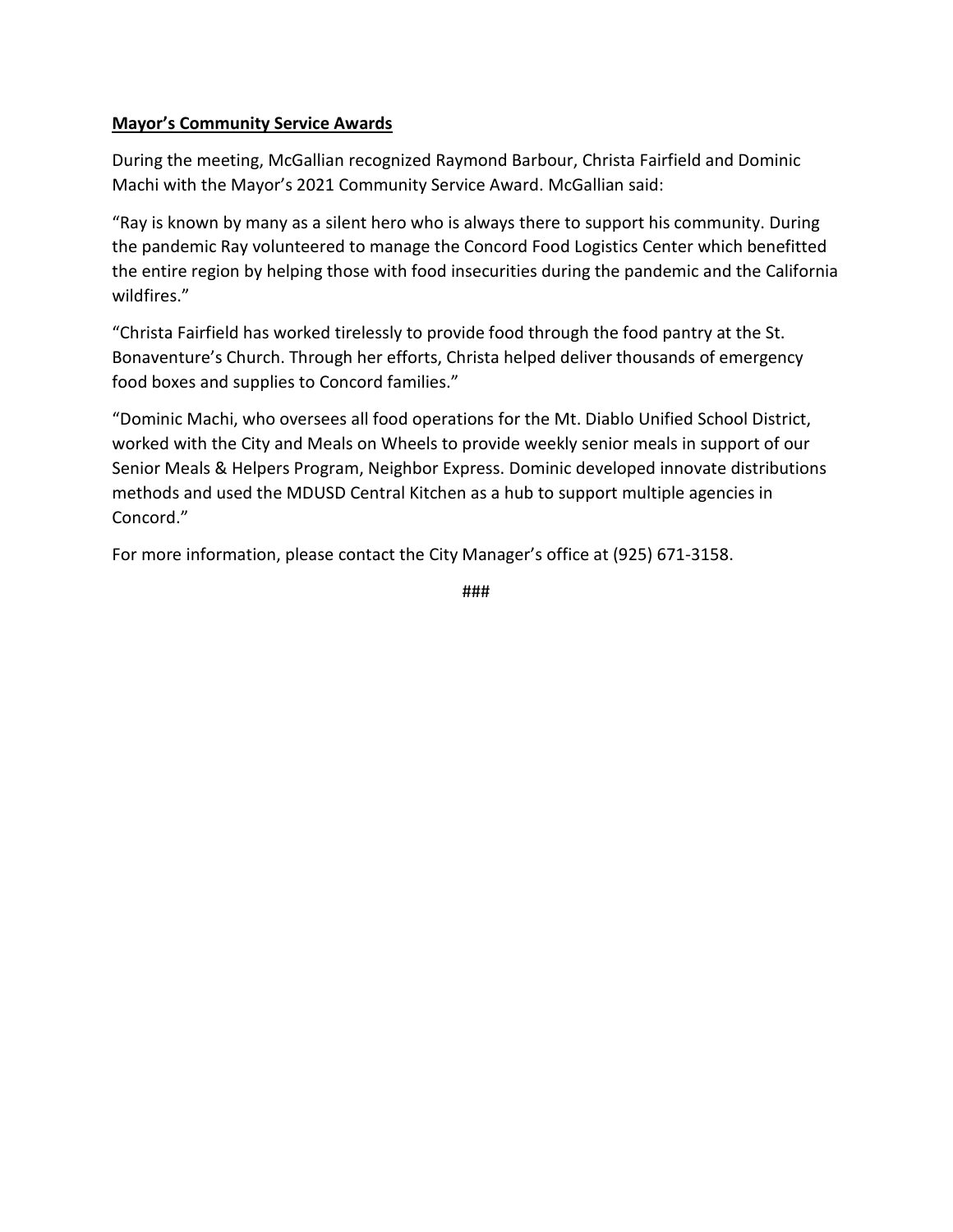**Mayor's Community Service Awards**

During the meeting, McGallian recognized Raymond Barbour, Christa Fairfield and Dominic Machi with the Mayor's 2021 Community Service Award. McGallian said:

"Ray is known by many as a silent hero who is always there to support his community. During the pandemic Ray volunteered to manage the Concord Food Logistics Center which benefitted the entire region by helping those with food insecurities during the pandemic and the California wildfires."

"Christa Fairfield has worked tirelessly to provide food through the food pantry at the St. Bonaventure's Church. Through her efforts, Christa helped deliver thousands of emergency food boxes and supplies to Concord families."

"Dominic Machi, who oversees all food operations for the Mt. Diablo Unified School District, worked with the City and Meals on Wheels to provide weekly senior meals in support of our Senior Meals & Helpers Program, Neighbor Express. Dominic developed innovate distributions methods and used the MDUSD Central Kitchen as a hub to support multiple agencies in Concord."

For more information, please contact the City Manager's office at (925) 671-3158.

###